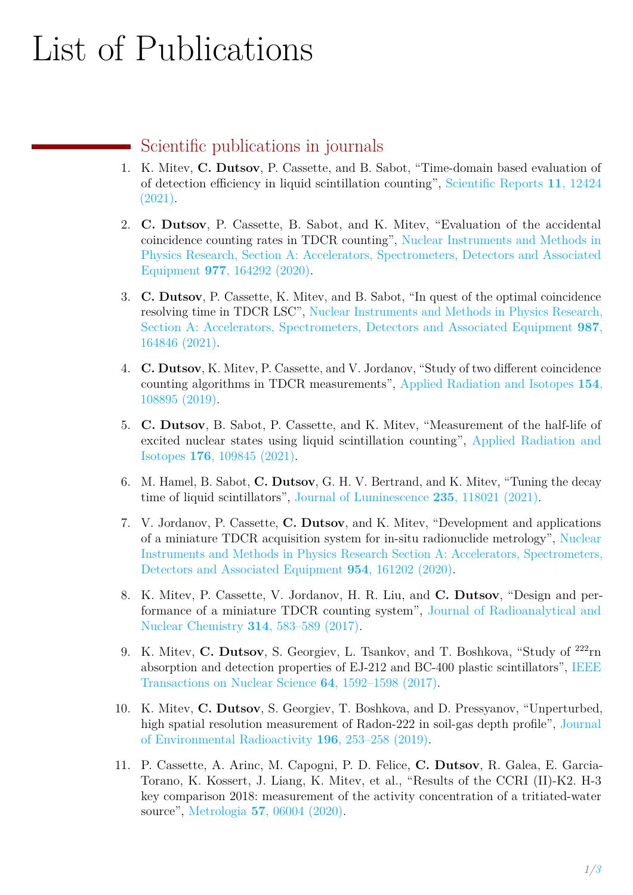# List of Publications

## Scientific publications in journals

1. K. Mitev, **C. Dutsov**, P. Cassette, and B. Sabot, "Time-domain based evaluation of of detection efficiency in liquid scintillation counting", Scientific Reports **11**, 12424 (2021).

2. **C. Dutsov**, P. Cassette, B. Sabot, and K. Mitev, "Evaluation of the accidental coincidence counting rates in TDCR counting", Nuclear Instruments and Methods in Physics Research, Section A: Accelerators, Spectrometers, Detectors and Associated Equipment **977**, 164292 (2020).

3. **C. Dutsov**, P. Cassette, K. Mitev, and B. Sabot, "In quest of the optimal coincidence resolving time in TDCR LSC", Nuclear Instruments and Methods in Physics Research, Section A: Accelerators, Spectrometers, Detectors and Associated Equipment **987**, 164846 (2021).

4. **C. Dutsov**, K. Mitev, P. Cassette, and V. Jordanov, "Study of two different coincidence counting algorithms in TDCR measurements", Applied Radiation and Isotopes **154**, 108895 (2019).

5. **C. Dutsov**, B. Sabot, P. Cassette, and K. Mitev, "Measurement of the half-life of excited nuclear states using liquid scintillation counting", Applied Radiation and Isotopes **176**, 109845 (2021).

6. M. Hamel, B. Sabot, **C. Dutsov**, G. H. V. Bertrand, and K. Mitev, "Tuning the decay time of liquid scintillators", Journal of Luminescence **235**, 118021 (2021).

7. V. Jordanov, P. Cassette, **C. Dutsov**, and K. Mitev, "Development and applications of a miniature TDCR acquisition system for in-situ radionuclide metrology", Nuclear Instruments and Methods in Physics Research Section A: Accelerators, Spectrometers, Detectors and Associated Equipment **954**, 161202 (2020).

8. K. Mitev, P. Cassette, V. Jordanov, H. R. Liu, and **C. Dutsov**, "Design and performance of a miniature TDCR counting system", Journal of Radioanalytical and Nuclear Chemistry **314**, 583–589 (2017).

9. K. Mitev, **C. Dutsov**, S. Georgiev, L. Tsankov, and T. Boshkova, "Study of $^{222}$rn absorption and detection properties of EJ-212 and BC-400 plastic scintillators", IEEE Transactions on Nuclear Science **64**, 1592–1598 (2017).

10. K. Mitev, **C. Dutsov**, S. Georgiev, T. Boshkova, and D. Pressyanov, "Unperturbed, high spatial resolution measurement of Radon-222 in soil-gas depth profile", Journal of Environmental Radioactivity **196**, 253–258 (2019).

11. P. Cassette, A. Arinc, M. Capogni, P. D. Felice, **C. Dutsov**, R. Galea, E. Garcia-Torano, K. Kossert, J. Liang, K. Mitev, et al., "Results of the CCRI (II)-K2. H-3 key comparison 2018: measurement of the activity concentration of a tritiated-water source", Metrologia **57**, 06004 (2020).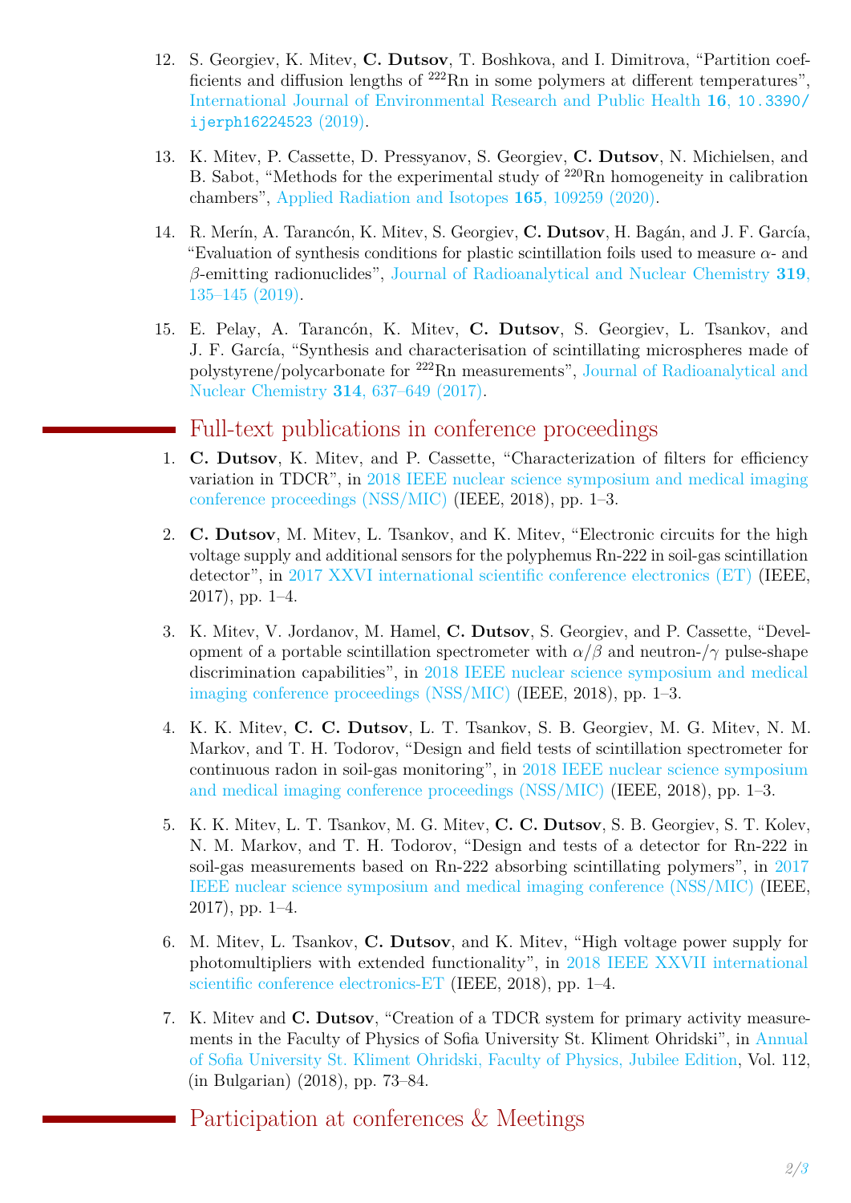12. S. Georgiev, K. Mitev, **C. Dutsov**, T. Boshkova, and I. Dimitrova, "Partition coefficients and diffusion lengths of $^{222}$Rn in some polymers at different temperatures", International Journal of Environmental Research and Public Health **16**, 10.3390/ijerph16224523 (2019).

13. K. Mitev, P. Cassette, D. Pressyanov, S. Georgiev, **C. Dutsov**, N. Michielsen, and B. Sabot, "Methods for the experimental study of $^{220}$Rn homogeneity in calibration chambers", Applied Radiation and Isotopes **165**, 109259 (2020).

14. R. Merín, A. Tarancón, K. Mitev, S. Georgiev, **C. Dutsov**, H. Bagán, and J. F. García, "Evaluation of synthesis conditions for plastic scintillation foils used to measure $\alpha$- and $\beta$-emitting radionuclides", Journal of Radioanalytical and Nuclear Chemistry **319**, 135–145 (2019).

15. E. Pelay, A. Tarancón, K. Mitev, **C. Dutsov**, S. Georgiev, L. Tsankov, and J. F. García, "Synthesis and characterisation of scintillating microspheres made of polystyrene/polycarbonate for $^{222}$Rn measurements", Journal of Radioanalytical and Nuclear Chemistry **314**, 637–649 (2017).

## Full-text publications in conference proceedings

1. **C. Dutsov**, K. Mitev, and P. Cassette, "Characterization of filters for efficiency variation in TDCR", in 2018 IEEE nuclear science symposium and medical imaging conference proceedings (NSS/MIC) (IEEE, 2018), pp. 1–3.

2. **C. Dutsov**, M. Mitev, L. Tsankov, and K. Mitev, "Electronic circuits for the high voltage supply and additional sensors for the polyphemus Rn-222 in soil-gas scintillation detector", in 2017 XXVI international scientific conference electronics (ET) (IEEE, 2017), pp. 1–4.

3. K. Mitev, V. Jordanov, M. Hamel, **C. Dutsov**, S. Georgiev, and P. Cassette, "Development of a portable scintillation spectrometer with $\alpha/\beta$ and neutron-/$\gamma$ pulse-shape discrimination capabilities", in 2018 IEEE nuclear science symposium and medical imaging conference proceedings (NSS/MIC) (IEEE, 2018), pp. 1–3.

4. K. K. Mitev, **C. C. Dutsov**, L. T. Tsankov, S. B. Georgiev, M. G. Mitev, N. M. Markov, and T. H. Todorov, "Design and field tests of scintillation spectrometer for continuous radon in soil-gas monitoring", in 2018 IEEE nuclear science symposium and medical imaging conference proceedings (NSS/MIC) (IEEE, 2018), pp. 1–3.

5. K. K. Mitev, L. T. Tsankov, M. G. Mitev, **C. C. Dutsov**, S. B. Georgiev, S. T. Kolev, N. M. Markov, and T. H. Todorov, "Design and tests of a detector for Rn-222 in soil-gas measurements based on Rn-222 absorbing scintillating polymers", in 2017 IEEE nuclear science symposium and medical imaging conference (NSS/MIC) (IEEE, 2017), pp. 1–4.

6. M. Mitev, L. Tsankov, **C. Dutsov**, and K. Mitev, "High voltage power supply for photomultipliers with extended functionality", in 2018 IEEE XXVII international scientific conference electronics-ET (IEEE, 2018), pp. 1–4.

7. K. Mitev and **C. Dutsov**, "Creation of a TDCR system for primary activity measurements in the Faculty of Physics of Sofia University St. Kliment Ohridski", in Annual of Sofia University St. Kliment Ohridski, Faculty of Physics, Jubilee Edition, Vol. 112, (in Bulgarian) (2018), pp. 73–84.

## Participation at conferences & Meetings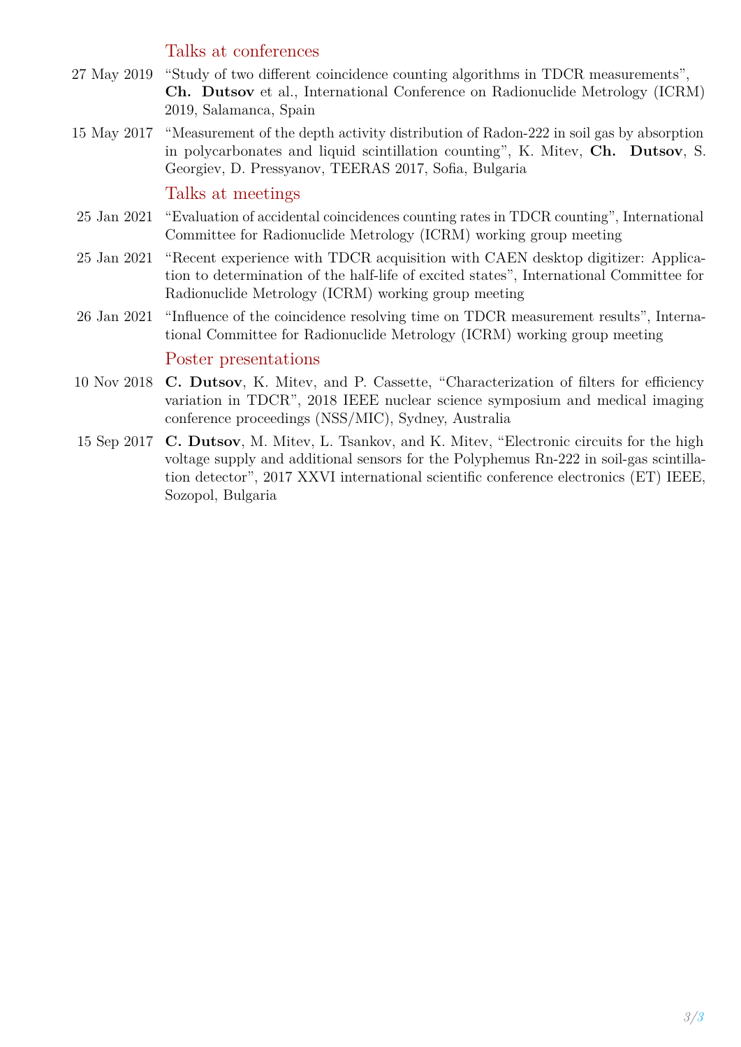## Talks at conferences

27 May 2019 "Study of two different coincidence counting algorithms in TDCR measurements", **Ch. Dutsov** et al., International Conference on Radionuclide Metrology (ICRM) 2019, Salamanca, Spain

15 May 2017 "Measurement of the depth activity distribution of Radon-222 in soil gas by absorption in polycarbonates and liquid scintillation counting", K. Mitev, **Ch. Dutsov**, S. Georgiev, D. Pressyanov, TEERAS 2017, Sofia, Bulgaria

## Talks at meetings

25 Jan 2021 "Evaluation of accidental coincidences counting rates in TDCR counting", International Committee for Radionuclide Metrology (ICRM) working group meeting

25 Jan 2021 "Recent experience with TDCR acquisition with CAEN desktop digitizer: Application to determination of the half-life of excited states", International Committee for Radionuclide Metrology (ICRM) working group meeting

26 Jan 2021 "Influence of the coincidence resolving time on TDCR measurement results", International Committee for Radionuclide Metrology (ICRM) working group meeting

## Poster presentations

10 Nov 2018 **C. Dutsov**, K. Mitev, and P. Cassette, "Characterization of filters for efficiency variation in TDCR", 2018 IEEE nuclear science symposium and medical imaging conference proceedings (NSS/MIC), Sydney, Australia

15 Sep 2017 **C. Dutsov**, M. Mitev, L. Tsankov, and K. Mitev, "Electronic circuits for the high voltage supply and additional sensors for the Polyphemus Rn-222 in soil-gas scintillation detector", 2017 XXVI international scientific conference electronics (ET) IEEE, Sozopol, Bulgaria